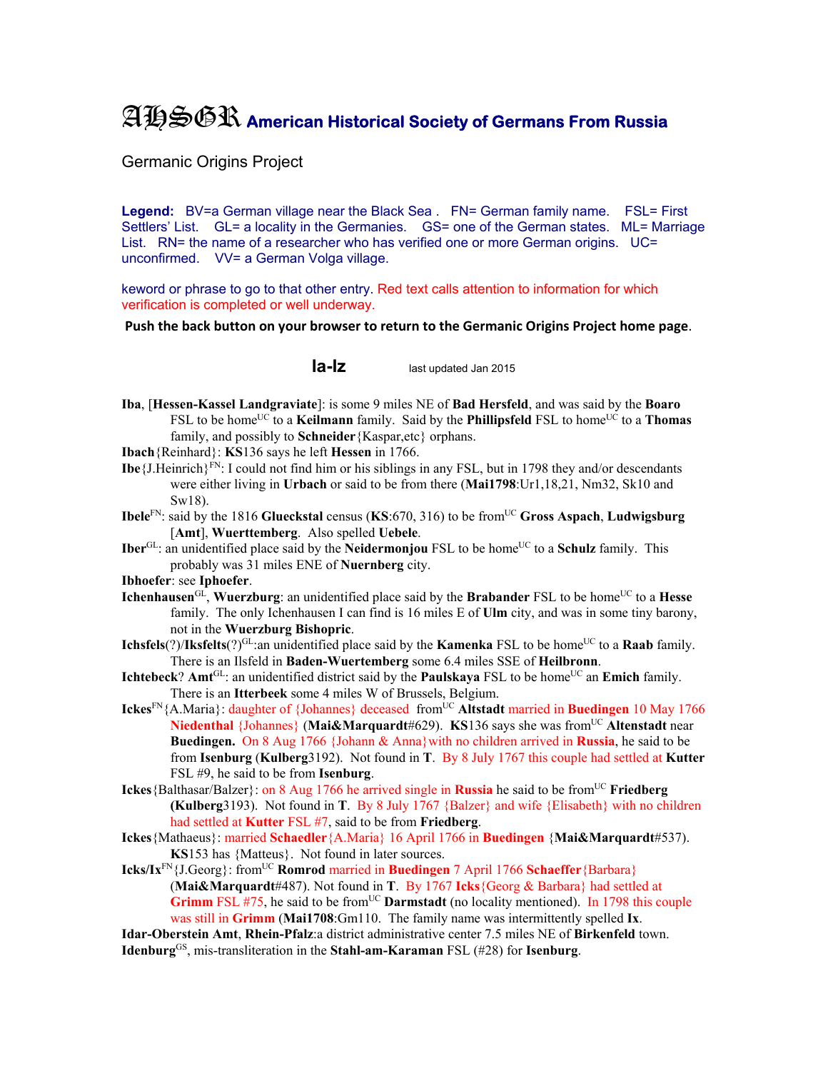# AHSGR American Historical Society of Germans From Russia

Germanic Origins Project

**Legend:** BV=a German village near the Black Sea . FN= German family name. FSL= First Settlers' List. GL= a locality in the Germanies. GS= one of the German states. ML= Marriage List. RN= the name of a researcher who has verified one or more German origins. UC= unconfirmed. VV= a German Volga village.

keword or phrase to go to that other entry. Red text calls attention to information for which verification is completed or well underway.

**Push the back button on your browser to return to the Germanic Origins Project home page**.

## Ia-Iz

last updated Jan 2015

**Iba**, [**Hessen-Kassel Landgraviate**]: is some 9 miles NE of **Bad Hersfeld**, and was said by the **Boaro** FSL to be home[UC] to a **Keilmann** family. Said by the **Phillipsfeld** FSL to home[UC] to a **Thomas** family, and possibly to **Schneider**{Kaspar,etc} orphans.

**Ibach**{Reinhard}: **KS**136 says he left **Hessen** in 1766.

**Ibe**{J.Heinrich}[FN]: I could not find him or his siblings in any FSL, but in 1798 they and/or descendants were either living in **Urbach** or said to be from there (**Mai1798**:Ur1,18,21, Nm32, Sk10 and Sw18).

**Ibele**[FN]: said by the 1816 **Glueckstal** census (**KS**:670, 316) to be from[UC] **Gross Aspach**, **Ludwigsburg** [**Amt**], **Wuerttemberg**. Also spelled **Uebele**.

**Iber**[GL]: an unidentified place said by the **Neidermonjou** FSL to be home[UC] to a **Schulz** family. This probably was 31 miles ENE of **Nuernberg** city.

**Ibhoefer**: see **Iphoefer**.

**Ichenhausen**[GL], **Wuerzburg**: an unidentified place said by the **Brabander** FSL to be home[UC] to a **Hesse** family. The only Ichenhausen I can find is 16 miles E of **Ulm** city, and was in some tiny barony, not in the **Wuerzburg Bishopric**.

**Ichsfels**(?)/**Iksfelts**(?)[GL]:an unidentified place said by the **Kamenka** FSL to be home[UC] to a **Raab** family. There is an Ilsfeld in **Baden-Wuertemberg** some 6.4 miles SSE of **Heilbronn**.

**Ichtebeck**? **Amt**[GL]: an unidentified district said by the **Paulskaya** FSL to be home[UC] an **Emich** family. There is an **Itterbeek** some 4 miles W of Brussels, Belgium.

**Ickes**[FN]{A.Maria}: daughter of {Johannes} deceased from[UC] **Altstadt** married in **Buedingen** 10 May 1766 **Niedenthal** {Johannes} (**Mai&Marquardt**#629). **KS**136 says she was from[UC] **Altenstadt** near **Buedingen.** On 8 Aug 1766 {Johann & Anna}with no children arrived in **Russia**, he said to be from **Isenburg** (**Kulberg**3192). Not found in **T**. By 8 July 1767 this couple had settled at **Kutter** FSL #9, he said to be from **Isenburg**.

**Ickes**{Balthasar/Balzer}: on 8 Aug 1766 he arrived single in **Russia** he said to be from[UC] **Friedberg** (**Kulberg**3193). Not found in **T**. By 8 July 1767 {Balzer} and wife {Elisabeth} with no children had settled at **Kutter** FSL #7, said to be from **Friedberg**.

**Ickes**{Mathaeus}: married **Schaedler**{A.Maria} 16 April 1766 in **Buedingen** {**Mai&Marquardt**#537). **KS**153 has {Matteus}. Not found in later sources.

**Icks/Ix**[FN]{J.Georg}: from[UC] **Romrod** married in **Buedingen** 7 April 1766 **Schaeffer**{Barbara} (**Mai&Marquardt**#487). Not found in **T**. By 1767 **Icks**{Georg & Barbara} had settled at **Grimm** FSL #75, he said to be from[UC] **Darmstadt** (no locality mentioned). In 1798 this couple was still in **Grimm** (**Mai1708**:Gm110. The family name was intermittently spelled **Ix**.

**Idar-Oberstein Amt**, **Rhein-Pfalz**:a district administrative center 7.5 miles NE of **Birkenfeld** town.

**Idenburg**[GS], mis-transliteration in the **Stahl-am-Karaman** FSL (#28) for **Isenburg**.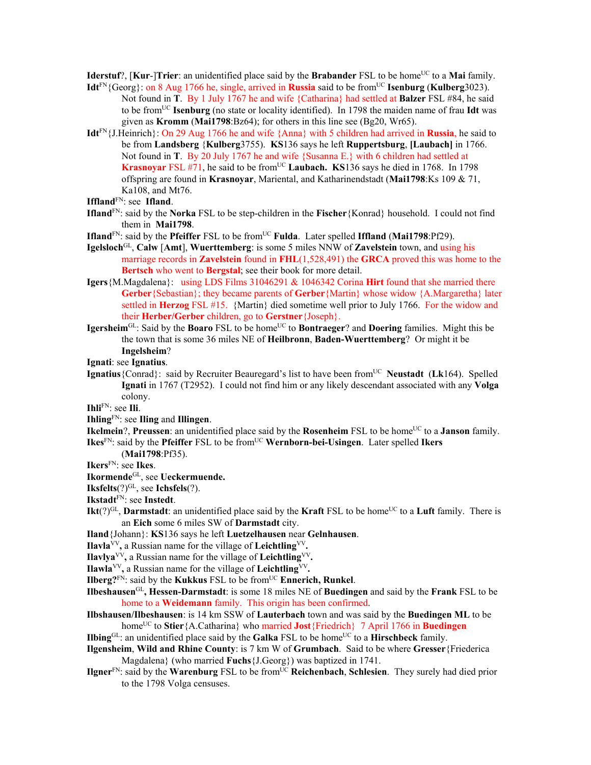**Iderstuf**?, [**Kur**-]**Trier**: an unidentified place said by the **Brabander** FSL to be home[UC] to a **Mai** family.

**Idt**[FN]{Georg}: on 8 Aug 1766 he, single, arrived in **Russia** said to be from[UC] **Isenburg** (**Kulberg**3023). Not found in **T**. By 1 July 1767 he and wife {Catharina} had settled at **Balzer** FSL #84, he said to be from[UC] **Isenburg** (no state or locality identified). In 1798 the maiden name of frau **Idt** was given as **Kromm** (**Mai1798**:Bz64); for others in this line see (Bg20, Wr65).

**Idt**[FN]{J.Heinrich}: On 29 Aug 1766 he and wife {Anna} with 5 children had arrived in **Russia**, he said to be from **Landsberg** {**Kulberg**3755). **KS**136 says he left **Ruppertsburg**, **[Laubach]** in 1766. Not found in **T**. By 20 July 1767 he and wife {Susanna E.} with 6 children had settled at **Krasnoyar** FSL #71, he said to be from[UC] **Laubach.** **KS**136 says he died in 1768. In 1798 offspring are found in **Krasnoyar**, Mariental, and Katharinendstadt (**Mai1798**:Ks 109 & 71, Ka108, and Mt76.

**Iffland**[FN]: see **Ifland**.

**Ifland**[FN]: said by the **Norka** FSL to be step-children in the **Fischer**{Konrad} household. I could not find them in **Mai1798**.

**Ifland**[FN]: said by the **Pfeiffer** FSL to be from[UC] **Fulda**. Later spelled **Iffland** (**Mai1798**:Pf29).

**Igelsloch**[GL], **Calw** [**Amt**], **Wuerttemberg**: is some 5 miles NNW of **Zavelstein** town, and using his marriage records in **Zavelstein** found in **FHL**(1,528,491) the **GRCA** proved this was home to the **Bertsch** who went to **Bergstal**; see their book for more detail.

**Igers**{M.Magdalena}: using LDS Films 31046291 & 1046342 Corina **Hirt** found that she married there **Gerber**{Sebastian}; they became parents of **Gerber**{Martin} whose widow {A.Margaretha} later settled in **Herzog** FSL #15. {Martin} died sometime well prior to July 1766. For the widow and their **Herber/Gerber** children, go to **Gerstner**{Joseph}.

**Igersheim**[GL]: Said by the **Boaro** FSL to be home[UC] to **Bontraeger**? and **Doering** families. Might this be the town that is some 36 miles NE of **Heilbronn**, **Baden-Wuerttemberg**? Or might it be **Ingelsheim**?

**Ignati**: see **Ignatius**.

**Ignatius**{Conrad}: said by Recruiter Beauregard's list to have been from[UC] **Neustadt** (**Lk**164). Spelled **Ignati** in 1767 (T2952). I could not find him or any likely descendant associated with any **Volga** colony.

**Ihli**[FN]: see **Ili**.

**Ihling**[FN]: see **Iling** and **Illingen**.

**Ikelmein**?, **Preussen**: an unidentified place said by the **Rosenheim** FSL to be home[UC] to a **Janson** family.

**Ikes**[FN]: said by the **Pfeiffer** FSL to be from[UC] **Wernborn-bei-Usingen**. Later spelled **Ikers** (**Mai1798**:Pf35).

**Ikers**[FN]: see **Ikes**.

**Ikormende**[GL], see **Ueckermuende.**

**Iksfelts**(?)[GL], see **Ichsfels**(?).

**Ikstadt**[FN]: see **Instedt**.

**Ikt**(?)[GL], **Darmstadt**: an unidentified place said by the **Kraft** FSL to be home[UC] to a **Luft** family. There is an **Eich** some 6 miles SW of **Darmstadt** city.

**Iland**{Johann}: **KS**136 says he left **Luetzelhausen** near **Gelnhausen**.

**Ilavla**[VV]**,** a Russian name for the village of **Leichtling**[VV]**.**

**Ilavlya**[VV]**,** a Russian name for the village of **Leichtling**[VV]**.**

**Ilawla**[VV]**,** a Russian name for the village of **Leichtling**[VV]**.**

**Ilberg?**[FN]: said by the **Kukkus** FSL to be from[UC] **Ennerich, Runkel**.

**Ilbeshausen**[GL]**, Hessen-Darmstadt**: is some 18 miles NE of **Buedingen** and said by the **Frank** FSL to be home to a **Weidemann** family. This origin has been confirmed.

**Ilbshausen/Ilbeshausen**: is 14 km SSW of **Lauterbach** town and was said by the **Buedingen ML** to be home[UC] to **Stier**{A.Catharina} who married **Jost**{Friedrich} 7 April 1766 in **Buedingen**

**Ilbing**[GL]: an unidentified place said by the **Galka** FSL to be home[UC] to a **Hirschbeck** family.

**Ilgensheim**, **Wild and Rhine County**: is 7 km W of **Grumbach**. Said to be where **Gresser**{Friederica Magdalena} (who married **Fuchs**{J.Georg}) was baptized in 1741.

**Ilgner**[FN]: said by the **Warenburg** FSL to be from[UC] **Reichenbach**, **Schlesien**. They surely had died prior to the 1798 Volga censuses.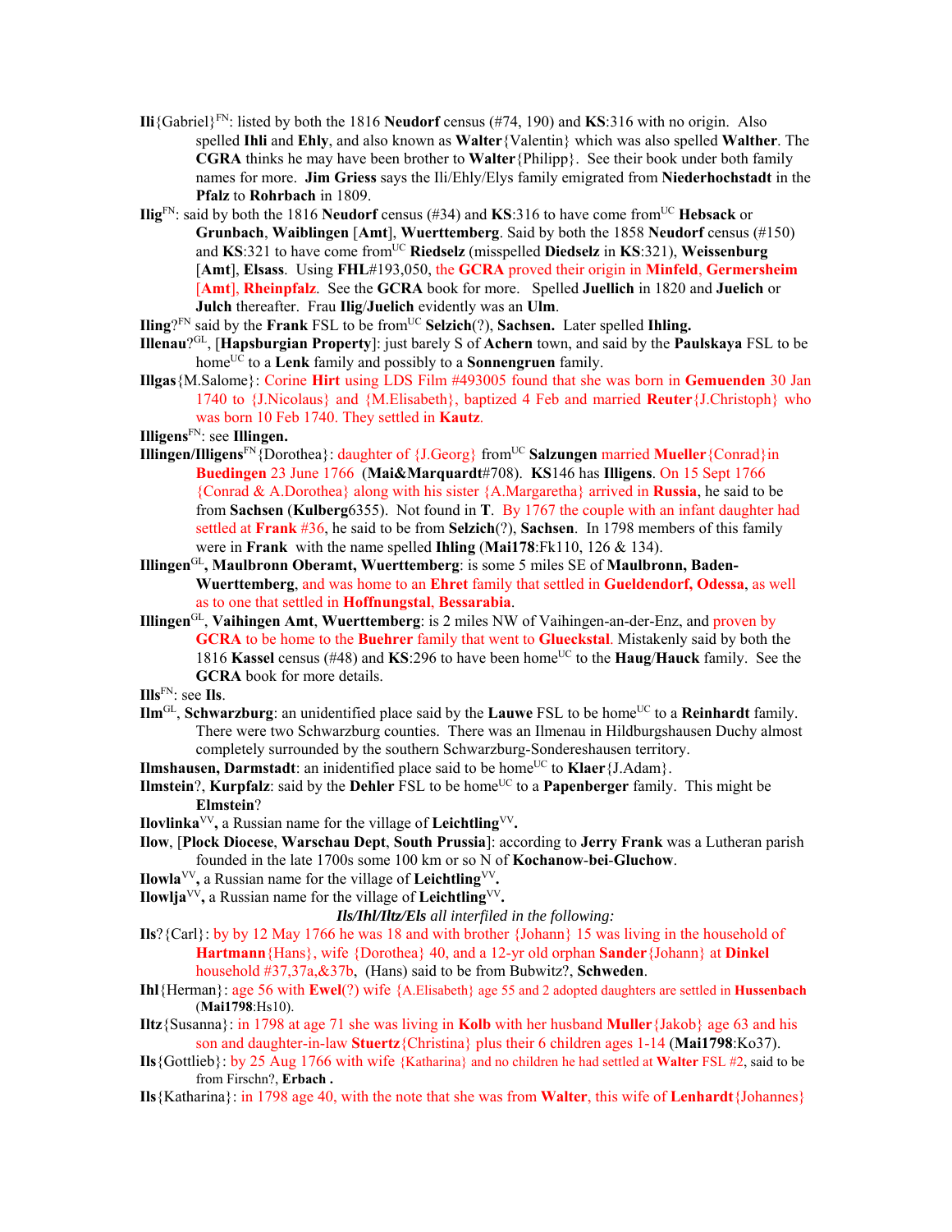**Ili**{Gabriel}[FN]: listed by both the 1816 **Neudorf** census (#74, 190) and **KS**:316 with no origin. Also spelled **Ihli** and **Ehly**, and also known as **Walter**{Valentin} which was also spelled **Walther**. The **CGRA** thinks he may have been brother to **Walter**{Philipp}. See their book under both family names for more. **Jim Griess** says the Ili/Ehly/Elys family emigrated from **Niederhochstadt** in the **Pfalz** to **Rohrbach** in 1809.

**Ilig**[FN]: said by both the 1816 **Neudorf** census (#34) and **KS**:316 to have come from[UC] **Hebsack** or **Grunbach**, **Waiblingen** [**Amt**], **Wuerttemberg**. Said by both the 1858 **Neudorf** census (#150) and **KS**:321 to have come from[UC] **Riedselz** (misspelled **Diedselz** in **KS**:321), **Weissenburg** [**Amt**], **Elsass**. Using **FHL**#193,050, the **GCRA** proved their origin in **Minfeld**, **Germersheim** [**Amt**], **Rheinpfalz**. See the **GCRA** book for more. Spelled **Juellich** in 1820 and **Juelich** or **Julch** thereafter. Frau **Ilig**/**Juelich** evidently was an **Ulm**.

**Iling**?[FN] said by the **Frank** FSL to be from[UC] **Selzich**(?), **Sachsen.** Later spelled **Ihling.**

**Illenau**?[GL], [**Hapsburgian Property**]: just barely S of **Achern** town, and said by the **Paulskaya** FSL to be home[UC] to a **Lenk** family and possibly to a **Sonnengruen** family.

**Illgas**{M.Salome}: Corine **Hirt** using LDS Film #493005 found that she was born in **Gemuenden** 30 Jan 1740 to {J.Nicolaus} and {M.Elisabeth}, baptized 4 Feb and married **Reuter**{J.Christoph} who was born 10 Feb 1740. They settled in **Kautz**.

**Illigens**[FN]: see **Illingen.**

**Illingen/Illigens**[FN]{Dorothea}: daughter of {J.Georg} from[UC] **Salzungen** married **Mueller**{Conrad}in **Buedingen** 23 June 1766 (**Mai&Marquardt**#708). **KS**146 has **Illigens**. On 15 Sept 1766 {Conrad & A.Dorothea} along with his sister {A.Margaretha} arrived in **Russia**, he said to be from **Sachsen** (**Kulberg**6355). Not found in **T**. By 1767 the couple with an infant daughter had settled at **Frank** #36, he said to be from **Selzich**(?), **Sachsen**. In 1798 members of this family were in **Frank** with the name spelled **Ihling** (**Mai178**:Fk110, 126 & 134).

**Illingen**[GL]**, Maulbronn Oberamt, Wuerttemberg**: is some 5 miles SE of **Maulbronn, Baden-Wuerttemberg**, and was home to an **Ehret** family that settled in **Gueldendorf, Odessa**, as well as to one that settled in **Hoffnungstal**, **Bessarabia**.

**Illingen**[GL], **Vaihingen Amt**, **Wuerttemberg**: is 2 miles NW of Vaihingen-an-der-Enz, and proven by **GCRA** to be home to the **Buehrer** family that went to **Glueckstal**. Mistakenly said by both the 1816 **Kassel** census (#48) and **KS**:296 to have been home[UC] to the **Haug**/**Hauck** family. See the **GCRA** book for more details.

**Ills**[FN]: see **Ils**.

**Ilm**[GL], **Schwarzburg**: an unidentified place said by the **Lauwe** FSL to be home[UC] to a **Reinhardt** family. There were two Schwarzburg counties. There was an Ilmenau in Hildburgshausen Duchy almost completely surrounded by the southern Schwarzburg-Sondereshausen territory.

**Ilmshausen, Darmstadt**: an inidentified place said to be home[UC] to **Klaer**{J.Adam}.

**Ilmstein**?, **Kurpfalz**: said by the **Dehler** FSL to be home[UC] to a **Papenberger** family. This might be **Elmstein**?

**Ilovlinka**[VV]**,** a Russian name for the village of **Leichtling**[VV]**.**

**Ilow**, [**Plock Diocese**, **Warschau Dept**, **South Prussia**]: according to **Jerry Frank** was a Lutheran parish founded in the late 1700s some 100 km or so N of **Kochanow**-**bei**-**Gluchow**.

**Ilowla**[VV]**,** a Russian name for the village of **Leichtling**[VV]**.**

**Ilowlja**[VV]**,** a Russian name for the village of **Leichtling**[VV]**.**

***Ils/Ihl/Iltz/Els** all interfiled in the following:*

**Ils**?{Carl}: by by 12 May 1766 he was 18 and with brother {Johann} 15 was living in the household of **Hartmann**{Hans}, wife {Dorothea} 40, and a 12-yr old orphan **Sander**{Johann} at **Dinkel** household #37,37a,&37b, (Hans) said to be from Bubwitz?, **Schweden**.

**Ihl**{Herman}: age 56 with **Ewel**(?) wife {A.Elisabeth} age 55 and 2 adopted daughters are settled in **Hussenbach** (**Mai1798**:Hs10).

**Iltz**{Susanna}: in 1798 at age 71 she was living in **Kolb** with her husband **Muller**{Jakob} age 63 and his son and daughter-in-law **Stuertz**{Christina} plus their 6 children ages 1-14 (**Mai1798**:Ko37).

**Ils**{Gottlieb}: by 25 Aug 1766 with wife {Katharina} and no children he had settled at **Walter** FSL #2, said to be from Firschn?, **Erbach .**

**Ils**{Katharina}: in 1798 age 40, with the note that she was from **Walter**, this wife of **Lenhardt**{Johannes}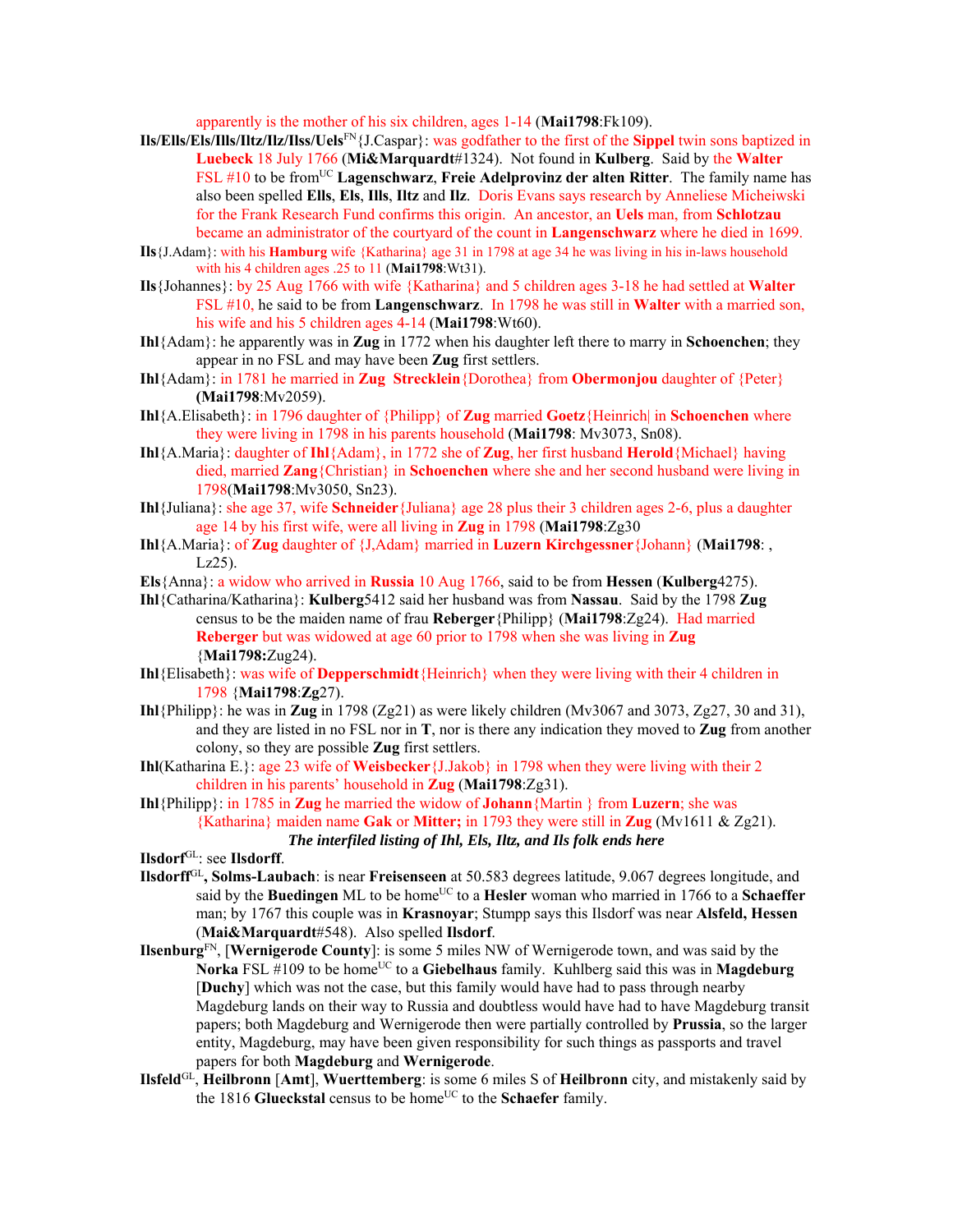apparently is the mother of his six children, ages 1-14 (**Mai1798**:Fk109).

**Ils/Ells/Els/Ills/Iltz/Ilz/Ilss/Uels**[FN]{J.Caspar}: was godfather to the first of the **Sippel** twin sons baptized in **Luebeck** 18 July 1766 (**Mi&Marquardt**#1324). Not found in **Kulberg**. Said by the **Walter** FSL #10 to be from[UC] **Lagenschwarz**, **Freie Adelprovinz der alten Ritter**. The family name has also been spelled **Ells**, **Els**, **Ills**, **Iltz** and **Ilz**. Doris Evans says research by Anneliese Micheiwski for the Frank Research Fund confirms this origin. An ancestor, an **Uels** man, from **Schlotzau** became an administrator of the courtyard of the count in **Langenschwarz** where he died in 1699.

**Ils**{J.Adam}: with his **Hamburg** wife {Katharina} age 31 in 1798 at age 34 he was living in his in-laws household with his 4 children ages .25 to 11 (**Mai1798**:Wt31).

**Ils**{Johannes}: by 25 Aug 1766 with wife {Katharina} and 5 children ages 3-18 he had settled at **Walter** FSL #10, he said to be from **Langenschwarz**. In 1798 he was still in **Walter** with a married son, his wife and his 5 children ages 4-14 (**Mai1798**:Wt60).

**Ihl**{Adam}: he apparently was in **Zug** in 1772 when his daughter left there to marry in **Schoenchen**; they appear in no FSL and may have been **Zug** first settlers.

**Ihl**{Adam}: in 1781 he married in **Zug** **Strecklein**{Dorothea} from **Obermonjou** daughter of {Peter} (**Mai1798**:Mv2059).

**Ihl**{A.Elisabeth}: in 1796 daughter of {Philipp} of **Zug** married **Goetz**{Heinrich| in **Schoenchen** where they were living in 1798 in his parents household (**Mai1798**: Mv3073, Sn08).

**Ihl**{A.Maria}: daughter of **Ihl**{Adam}, in 1772 she of **Zug**, her first husband **Herold**{Michael} having died, married **Zang**{Christian} in **Schoenchen** where she and her second husband were living in 1798(**Mai1798**:Mv3050, Sn23).

**Ihl**{Juliana}: she age 37, wife **Schneider**{Juliana} age 28 plus their 3 children ages 2-6, plus a daughter age 14 by his first wife, were all living in **Zug** in 1798 (**Mai1798**:Zg30

**Ihl**{A.Maria}: of **Zug** daughter of {J,Adam} married in **Luzern** **Kirchgessner**{Johann} (**Mai1798**: , Lz25).

**Els**{Anna}: a widow who arrived in **Russia** 10 Aug 1766, said to be from **Hessen** (**Kulberg**4275).

**Ihl**{Catharina/Katharina}: **Kulberg**5412 said her husband was from **Nassau**. Said by the 1798 **Zug** census to be the maiden name of frau **Reberger**{Philipp} (**Mai1798**:Zg24). Had married **Reberger** but was widowed at age 60 prior to 1798 when she was living in **Zug** {**Mai1798:**Zug24).

**Ihl**{Elisabeth}: was wife of **Depperschmidt**{Heinrich} when they were living with their 4 children in 1798 {**Mai1798**:**Zg**27).

**Ihl**{Philipp}: he was in **Zug** in 1798 (Zg21) as were likely children (Mv3067 and 3073, Zg27, 30 and 31), and they are listed in no FSL nor in **T**, nor is there any indication they moved to **Zug** from another colony, so they are possible **Zug** first settlers.

**Ihl**(Katharina E.}: age 23 wife of **Weisbecker**{J.Jakob} in 1798 when they were living with their 2 children in his parents' household in **Zug** (**Mai1798**:Zg31).

**Ihl**{Philipp}: in 1785 in **Zug** he married the widow of **Johann**{Martin } from **Luzern**; she was {Katharina} maiden name **Gak** or **Mitter;** in 1793 they were still in **Zug** (Mv1611 & Zg21).

***The interfiled listing of Ihl, Els, Iltz, and Ils folk ends here***

**Ilsdorf**[GL]: see **Ilsdorff**.

**Ilsdorff**[GL]**, Solms-Laubach**: is near **Freisenseen** at 50.583 degrees latitude, 9.067 degrees longitude, and said by the **Buedingen** ML to be home[UC] to a **Hesler** woman who married in 1766 to a **Schaeffer** man; by 1767 this couple was in **Krasnoyar**; Stumpp says this Ilsdorf was near **Alsfeld, Hessen** (**Mai&Marquardt**#548). Also spelled **Ilsdorf**.

**Ilsenburg**[FN], [**Wernigerode County**]: is some 5 miles NW of Wernigerode town, and was said by the **Norka** FSL #109 to be home[UC] to a **Giebelhaus** family. Kuhlberg said this was in **Magdeburg** [**Duchy**] which was not the case, but this family would have had to pass through nearby Magdeburg lands on their way to Russia and doubtless would have had to have Magdeburg transit papers; both Magdeburg and Wernigerode then were partially controlled by **Prussia**, so the larger entity, Magdeburg, may have been given responsibility for such things as passports and travel papers for both **Magdeburg** and **Wernigerode**.

**Ilsfeld**[GL], **Heilbronn** [**Amt**], **Wuerttemberg**: is some 6 miles S of **Heilbronn** city, and mistakenly said by the 1816 **Glueckstal** census to be home[UC] to the **Schaefer** family.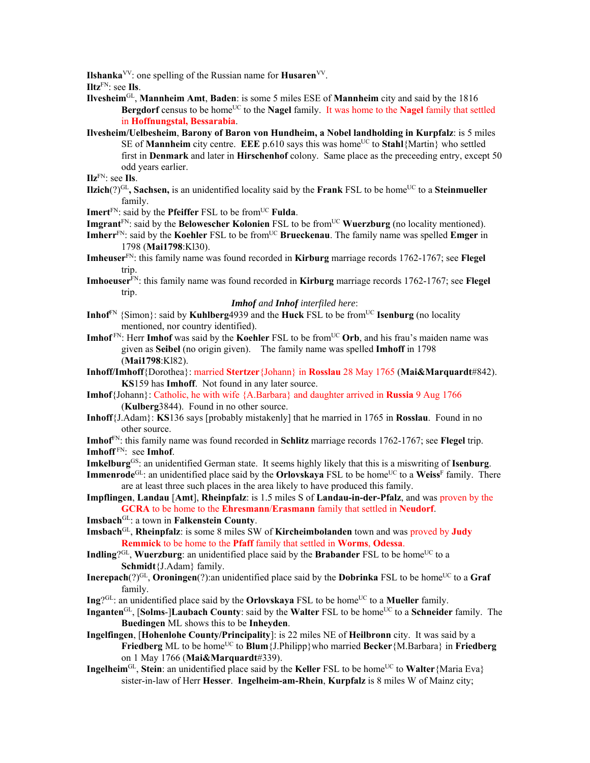**Ilshanka**[VV]: one spelling of the Russian name for **Husaren**[VV].

**Iltz**[FN]: see **Ils**.

**Ilvesheim**[GL], **Mannheim Amt**, **Baden**: is some 5 miles ESE of **Mannheim** city and said by the 1816 **Bergdorf** census to be home[UC] to the **Nagel** family. It was home to the **Nagel** family that settled in **Hoffnungstal, Bessarabia**.

**Ilvesheim/Uelbesheim**, **Barony of Baron von Hundheim, a Nobel landholding in Kurpfalz**: is 5 miles SE of **Mannheim** city centre. **EEE** p.610 says this was home[UC] to **Stahl**{Martin} who settled first in **Denmark** and later in **Hirschenhof** colony. Same place as the preceeding entry, except 50 odd years earlier.

**Ilz**[FN]: see **Ils**.

**Ilzich**(?)[GL]**, Sachsen,** is an unidentified locality said by the **Frank** FSL to be home[UC] to a **Steinmueller** family.

**Imert**[FN]: said by the **Pfeiffer** FSL to be from[UC] **Fulda**.

**Imgrant**[FN]: said by the **Belowescher Kolonien** FSL to be from[UC] **Wuerzburg** (no locality mentioned).

**Imherr**[FN]: said by the **Koehler** FSL to be from[UC] **Brueckenau**. The family name was spelled **Emger** in 1798 (**Mai1798**:Kl30).

**Imheuser**[FN]: this family name was found recorded in **Kirburg** marriage records 1762-1767; see **Flegel** trip.

**Imhoeuser**[FN]: this family name was found recorded in **Kirburg** marriage records 1762-1767; see **Flegel** trip.

***Imhof** and **Inhof** interfiled here*:

**Inhof**[FN] {Simon}: said by **Kuhlberg**4939 and the **Huck** FSL to be from[UC] **Isenburg** (no locality mentioned, nor country identified).

**Imhof** [FN]: Herr **Imhof** was said by the **Koehler** FSL to be from[UC] **Orb**, and his frau's maiden name was given as **Seibel** (no origin given). The family name was spelled **Imhoff** in 1798 (**Mai1798**:Kl82).

**Inhoff/Imhoff**{Dorothea}: married **Stertzer**{Johann} in **Rosslau** 28 May 1765 (**Mai&Marquardt**#842). **KS**159 has **Imhoff**. Not found in any later source.

**Imhof**{Johann}: Catholic, he with wife {A.Barbara} and daughter arrived in **Russia** 9 Aug 1766 (**Kulberg**3844). Found in no other source.

**Inhoff**{J.Adam}: **KS**136 says [probably mistakenly] that he married in 1765 in **Rosslau**. Found in no other source.

**Imhof**[FN]: this family name was found recorded in **Schlitz** marriage records 1762-1767; see **Flegel** trip.

**Imhoff** [FN]: see **Imhof**.

**Imkelburg**[GS]: an unidentified German state. It seems highly likely that this is a miswriting of **Isenburg**.

**Immenrode**[GL]: an unidentified place said by the **Orlovskaya** FSL to be home[UC] to a **Weiss**[F] family. There are at least three such places in the area likely to have produced this family.

**Impflingen**, **Landau** [**Amt**], **Rheinpfalz**: is 1.5 miles S of **Landau-in-der-Pfalz**, and was proven by the **GCRA** to be home to the **Ehresmann**/**Erasmann** family that settled in **Neudorf**.

**Imsbach**[GL]: a town in **Falkenstein County**.

**Imsbach**[GL], **Rheinpfalz**: is some 8 miles SW of **Kircheimbolanden** town and was proved by **Judy Remmick** to be home to the **Pfaff** family that settled in **Worms**, **Odessa**.

**Indling**?[GL], **Wuerzburg**: an unidentified place said by the **Brabander** FSL to be home[UC] to a **Schmidt**{J.Adam} family.

**Inerepach**(?)[GL], **Oroningen**(?):an unidentified place said by the **Dobrinka** FSL to be home[UC] to a **Graf** family.

**Ing**?[GL]: an unidentified place said by the **Orlovskaya** FSL to be home[UC] to a **Mueller** family.

**Inganten**[GL], [**Solms**-]**Laubach County**: said by the **Walter** FSL to be home[UC] to a **Schneider** family. The **Buedingen** ML shows this to be **Inheyden**.

**Ingelfingen**, [**Hohenlohe County/Principality**]: is 22 miles NE of **Heilbronn** city. It was said by a **Friedberg** ML to be home[UC] to **Blum**{J.Philipp}who married **Becker**{M.Barbara} in **Friedberg** on 1 May 1766 (**Mai&Marquardt**#339).

**Ingelheim**[GL], **Stein**: an unidentified place said by the **Keller** FSL to be home[UC] to **Walter**{Maria Eva} sister-in-law of Herr **Hesser**. **Ingelheim-am-Rhein**, **Kurpfalz** is 8 miles W of Mainz city;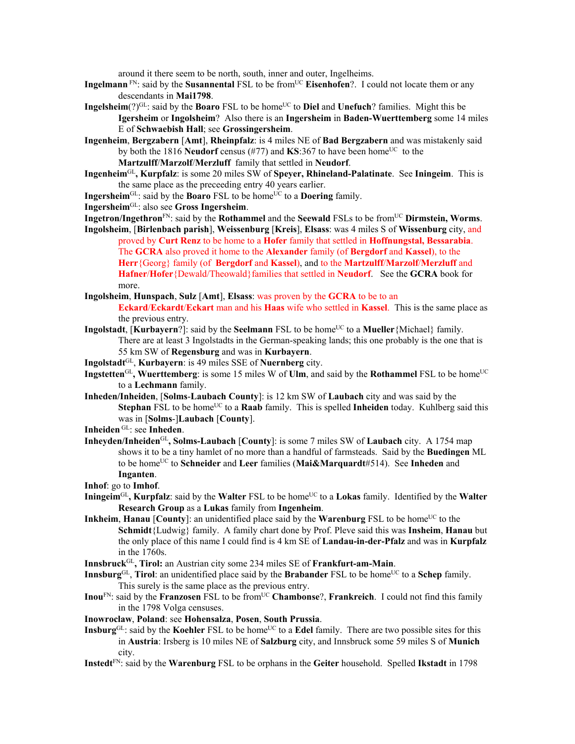around it there seem to be north, south, inner and outer, Ingelheims.

**Ingelmann** [FN]: said by the **Susannental** FSL to be from[UC] **Eisenhofen**?. I could not locate them or any descendants in **Mai1798**.

**Ingelsheim**(?)[GL]: said by the **Boaro** FSL to be home[UC] to **Diel** and **Unefuch**? families. Might this be **Igersheim** or **Ingolsheim**? Also there is an **Ingersheim** in **Baden-Wuerttemberg** some 14 miles E of **Schwaebish Hall**; see **Grossingersheim**.

**Ingenheim**, **Bergzabern** [**Amt**], **Rheinpfalz**: is 4 miles NE of **Bad Bergzabern** and was mistakenly said by both the 1816 **Neudorf** census (#77) and **KS**:367 to have been home[UC] to the **Martzulff**/**Marzolf**/**Merzluff** family that settled in **Neudorf**.

**Ingenheim**[GL]**, Kurpfalz**: is some 20 miles SW of **Speyer, Rhineland-Palatinate**. See **Iningeim**. This is the same place as the preceeding entry 40 years earlier.

**Ingersheim**[GL]: said by the **Boaro** FSL to be home[UC] to a **Doering** family.

**Ingersheim**[GL]: also see **Gross Ingersheim**.

**Ingetron/Ingethron**[FN]: said by the **Rothammel** and the **Seewald** FSLs to be from[UC] **Dirmstein, Worms**.

**Ingolsheim**, [**Birlenbach parish**], **Weissenburg** [**Kreis**], **Elsass**: was 4 miles S of **Wissenburg** city, and proved by **Curt Renz** to be home to a **Hofer** family that settled in **Hoffnungstal, Bessarabia**. The **GCRA** also proved it home to the **Alexander** family (of **Bergdorf** and **Kassel**), to the **Herr**{Georg} family (of **Bergdorf** and **Kassel**), and to the **Martzulff**/**Marzolf**/**Merzluff** and **Hafner**/**Hofer**{Dewald/Theowald}families that settled in **Neudorf**. See the **GCRA** book for more.

**Ingolsheim**, **Hunspach**, **Sulz** [**Amt**], **Elsass**: was proven by the **GCRA** to be to an **Eckard**/**Eckardt**/**Eckart** man and his **Haas** wife who settled in **Kassel**. This is the same place as the previous entry.

**Ingolstadt**, [**Kurbayern**?]: said by the **Seelmann** FSL to be home[UC] to a **Mueller**{Michael} family. There are at least 3 Ingolstadts in the German-speaking lands; this one probably is the one that is 55 km SW of **Regensburg** and was in **Kurbayern**.

**Ingolstadt**[GL], **Kurbayern**: is 49 miles SSE of **Nuernberg** city.

**Ingstetten**[GL]**, Wuerttemberg**: is some 15 miles W of **Ulm**, and said by the **Rothammel** FSL to be home[UC] to a **Lechmann** family.

**Inheden/Inheiden**, [**Solms-Laubach County**]: is 12 km SW of **Laubach** city and was said by the **Stephan** FSL to be home[UC] to a **Raab** family. This is spelled **Inheiden** today. Kuhlberg said this was in [**Solms**-]**Laubach** [**County**].

**Inheiden** [GL]: see **Inheden**.

**Inheyden/Inheiden**[GL]**, Solms-Laubach** [**County**]: is some 7 miles SW of **Laubach** city. A 1754 map shows it to be a tiny hamlet of no more than a handful of farmsteads. Said by the **Budingen** ML to be home[UC] to **Schneider** and **Leer** families (**Mai&Marquardt**#514). See **Inheden** and **Inganten**.

**Inhof**: go to **Imhof**.

**Iningeim**[GL]**, Kurpfalz**: said by the **Walter** FSL to be home[UC] to a **Lokas** family. Identified by the **Walter Research Group** as a **Lukas** family from **Ingenheim**.

**Inkheim**, **Hanau** [**County**]: an unidentified place said by the **Warenburg** FSL to be home[UC] to the **Schmidt**{Ludwig} family. A family chart done by Prof. Pleve said this was **Insheim**, **Hanau** but the only place of this name I could find is 4 km SE of **Landau-in-der-Pfalz** and was in **Kurpfalz** in the 1760s.

**Innsbruck**[GL]**, Tirol:** an Austrian city some 234 miles SE of **Frankfurt-am-Main**.

**Innsburg**[GL], **Tirol**: an unidentified place said by the **Brabander** FSL to be home[UC] to a **Schep** family. This surely is the same place as the previous entry.

**Inou**[FN]: said by the **Franzosen** FSL to be from[UC] **Chambonse**?, **Frankreich**. I could not find this family in the 1798 Volga censuses.

**Inowroclaw**, **Poland**: see **Hohensalza**, **Posen**, **South Prussia**.

**Insburg**[GL]: said by the **Koehler** FSL to be home[UC] to a **Edel** family. There are two possible sites for this in **Austria**: Irsberg is 10 miles NE of **Salzburg** city, and Innsbruck some 59 miles S of **Munich** city.

**Instedt**[FN]: said by the **Warenburg** FSL to be orphans in the **Geiter** household. Spelled **Ikstadt** in 1798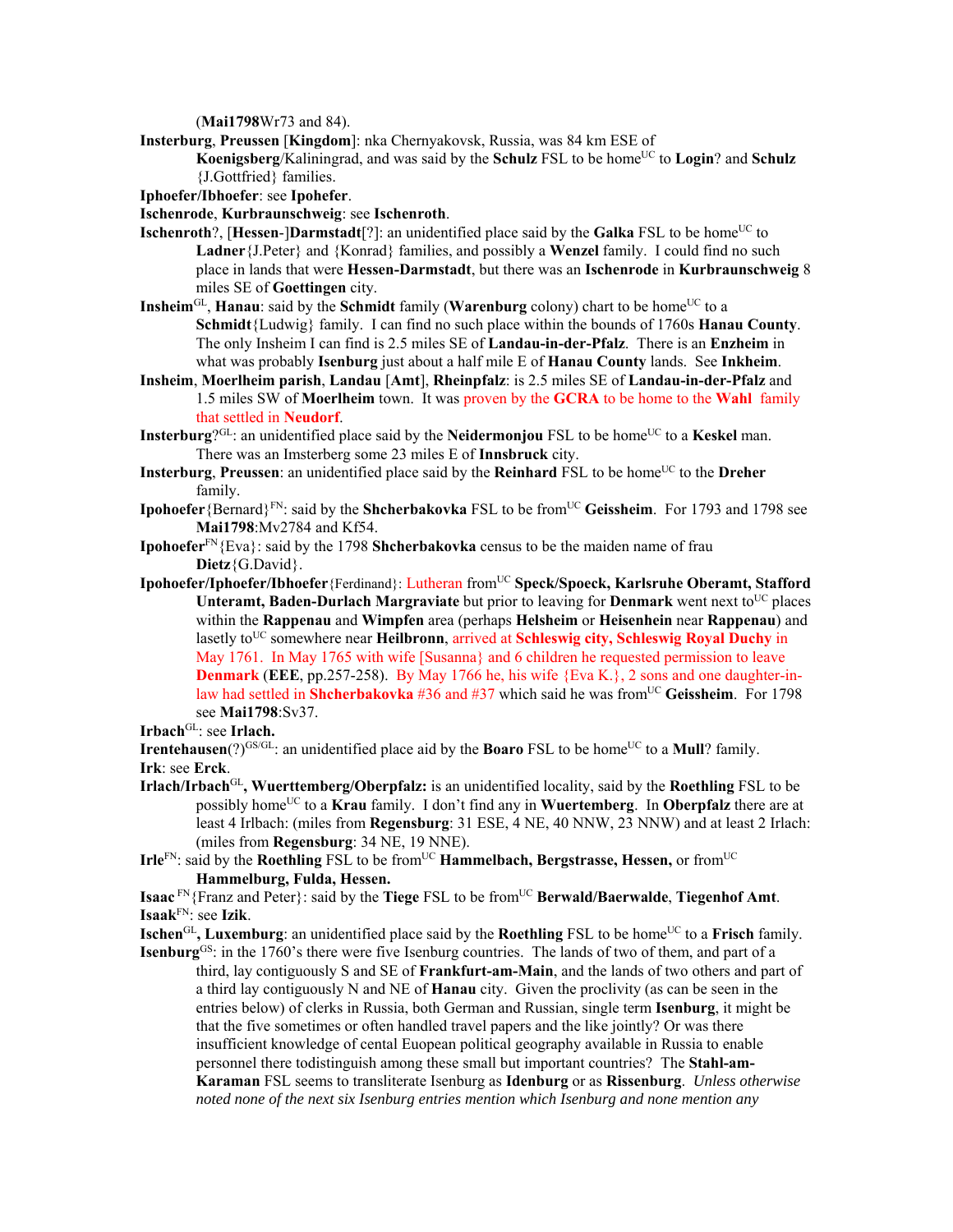(**Mai1798**Wr73 and 84).

**Insterburg**, **Preussen** [**Kingdom**]: nka Chernyakovsk, Russia, was 84 km ESE of **Koenigsberg**/Kaliningrad, and was said by the **Schulz** FSL to be home[UC] to **Login**? and **Schulz** {J.Gottfried} families.

**Iphoefer/Ibhoefer**: see **Ipohefer**.

**Ischenrode**, **Kurbraunschweig**: see **Ischenroth**.

**Ischenroth**?, [**Hessen**-]**Darmstadt**[?]: an unidentified place said by the **Galka** FSL to be home[UC] to **Ladner**{J.Peter} and {Konrad} families, and possibly a **Wenzel** family. I could find no such place in lands that were **Hessen-Darmstadt**, but there was an **Ischenrode** in **Kurbraunschweig** 8 miles SE of **Goettingen** city.

**Insheim**[GL], **Hanau**: said by the **Schmidt** family (**Warenburg** colony) chart to be home[UC] to a **Schmidt**{Ludwig} family. I can find no such place within the bounds of 1760s **Hanau County**. The only Insheim I can find is 2.5 miles SE of **Landau-in-der-Pfalz**. There is an **Enzheim** in what was probably **Isenburg** just about a half mile E of **Hanau County** lands. See **Inkheim**.

**Insheim**, **Moerlheim parish**, **Landau** [**Amt**], **Rheinpfalz**: is 2.5 miles SE of **Landau-in-der-Pfalz** and 1.5 miles SW of **Moerlheim** town. It was proven by the **GCRA** to be home to the **Wahl** family that settled in **Neudorf**.

**Insterburg**?[GL]: an unidentified place said by the **Neidermonjou** FSL to be home[UC] to a **Keskel** man. There was an Imsterberg some 23 miles E of **Innsbruck** city.

**Insterburg**, **Preussen**: an unidentified place said by the **Reinhard** FSL to be home[UC] to the **Dreher** family.

**Ipohoefer**{Bernard}[FN]: said by the **Shcherbakovka** FSL to be from[UC] **Geissheim**. For 1793 and 1798 see **Mai1798**:Mv2784 and Kf54.

**Ipohoefer**[FN]{Eva}: said by the 1798 **Shcherbakovka** census to be the maiden name of frau **Dietz**{G.David}.

**Ipohoefer/Iphoefer/Ibhoefer**{Ferdinand}: Lutheran from[UC] **Speck/Spoeck, Karlsruhe Oberamt, Stafford Unteramt, Baden-Durlach Margraviate** but prior to leaving for **Denmark** went next to[UC] places within the **Rappenau** and **Wimpfen** area (perhaps **Helsheim** or **Heisenhein** near **Rappenau**) and lasetly to[UC] somewhere near **Heilbronn**, arrived at **Schleswig city, Schleswig Royal Duchy** in May 1761. In May 1765 with wife [Susanna} and 6 children he requested permission to leave **Denmark** (**EEE**, pp.257-258). By May 1766 he, his wife {Eva K.}, 2 sons and one daughter-in-law had settled in **Shcherbakovka** #36 and #37 which said he was from[UC] **Geissheim**. For 1798 see **Mai1798**:Sv37.

**Irbach**[GL]: see **Irlach.**

**Irentehausen**(?)[GS/GL]: an unidentified place aid by the **Boaro** FSL to be home[UC] to a **Mull**? family.

**Irk**: see **Erck**.

**Irlach/Irbach**[GL]**, Wuerttemberg/Oberpfalz:** is an unidentified locality, said by the **Roethling** FSL to be possibly home[UC] to a **Krau** family. I don't find any in **Wuertemberg**. In **Oberpfalz** there are at least 4 Irlbach: (miles from **Regensburg**: 31 ESE, 4 NE, 40 NNW, 23 NNW) and at least 2 Irlach: (miles from **Regensburg**: 34 NE, 19 NNE).

**Irle**[FN]: said by the **Roethling** FSL to be from[UC] **Hammelbach, Bergstrasse, Hessen,** or from[UC] **Hammelburg, Fulda, Hessen.**

**Isaac** [FN]{Franz and Peter}: said by the **Tiege** FSL to be from[UC] **Berwald/Baerwalde**, **Tiegenhof Amt**.

**Isaak**[FN]: see **Izik**.

**Ischen**[GL]**, Luxemburg**: an unidentified place said by the **Roethling** FSL to be home[UC] to a **Frisch** family.

**Isenburg**[GS]: in the 1760's there were five Isenburg countries. The lands of two of them, and part of a third, lay contiguously S and SE of **Frankfurt-am-Main**, and the lands of two others and part of a third lay contiguously N and NE of **Hanau** city. Given the proclivity (as can be seen in the entries below) of clerks in Russia, both German and Russian, single term **Isenburg**, it might be that the five sometimes or often handled travel papers and the like jointly? Or was there insufficient knowledge of cental Euopean political geography available in Russia to enable personnel there todistinguish among these small but important countries? The **Stahl-am-Karaman** FSL seems to transliterate Isenburg as **Idenburg** or as **Rissenburg**. *Unless otherwise noted none of the next six Isenburg entries mention which Isenburg and none mention any*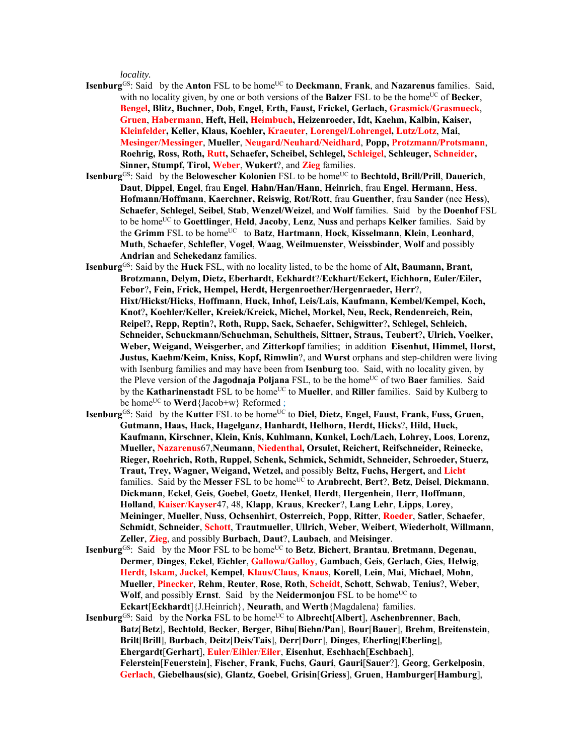*locality.*

**Isenburg**[GS]: Said by the **Anton** FSL to be home[UC] to **Deckmann**, **Frank**, and **Nazarenus** families. Said, with no locality given, by one or both versions of the **Balzer** FSL to be the home[UC] of **Becker**, **Bengel, Blitz, Buchner, Dob, Engel, Erth, Faust, Frickel, Gerlach, Grasmick/Grasmueck**, **Gruen**, **Habermann**, **Heft, Heil, Heimbuch, Heizenroeder, Idt, Kaehm, Kalbin, Kaiser, Kleinfelder, Keller, Klaus, Koehler, Kraeuter**, **Lorengel/Lohrengel, Lutz/Lotz**, **Mai**, **Mesinger/Messinger**, **Mueller**, **Neugard/Neuhard/Neidhard**, **Popp, Protzmann/Protsmann**, **Roehrig, Ross, Roth, Rutt, Schaefer, Scheibel, Schlegel, Schleigel**, **Schleuger, Schneider, Sinner, Stumpf, Tirol, Weber**, **Wukert**?, and **Zieg** families.

**Isenburg**[GS]: Said by the **Belowescher Kolonien** FSL to be home[UC] to **Bechtold, Brill/Prill**, **Dauerich**, **Daut**, **Dippel**, **Engel**, frau **Engel**, **Hahn/Han/Hann**, **Heinrich**, frau **Engel**, **Hermann**, **Hess**, **Hofmann/Hoffmann**, **Kaerchner, Reiswig**, **Rot/Rott**, frau **Guenther**, frau **Sander** (nee **Hess**), **Schaefer**, **Schlegel**, **Seibel**, **Stab**, **Wenzel/Weizel**, and **Wolf** families. Said by the **Doenhof** FSL to be home[UC] to **Goettlinger**, **Held**, **Jacoby**, **Lenz**, **Nuss** and perhaps **Kelker** families. Said by the **Grimm** FSL to be home[UC] to **Batz**, **Hartmann**, **Hock**, **Kisselmann**, **Klein**, **Leonhard**, **Muth**, **Schaefer**, **Schlefler**, **Vogel**, **Waag**, **Weilmuenster**, **Weissbinder**, **Wolf** and possibly **Andrian** and **Schekedanz** families.

**Isenburg**[GS]: Said by the **Huck** FSL, with no locality listed, to be the home of **Alt, Baumann, Brant, Brotzmann, Delym, Dietz, Eberhardt, Eckhardt**?/**Eckhart/Eckert, Eichhorn, Euler/Eiler, Febor**?**, Fein, Frick, Hempel, Herdt, Hergenroether/Hergenraeder, Herr**?, **Hixt/Hickst/Hicks**, **Hoffmann**, **Huck, Inhof, Leis/Lais, Kaufmann, Kembel/Kempel, Koch, Knot**?**, Koehler/Keller, Kreiek/Kreick, Michel, Morkel, Neu, Reck, Rendenreich, Rein, Reipel**?**, Repp, Reptin**?**, Roth, Rupp, Sack, Schaefer, Schigwitter**?**, Schlegel, Schleich, Schneider, Schuckmann/Schuchman, Schultheis, Sittner, Straus, Teubert**?**, Ulrich, Voelker, Weber, Weigand, Weisgerber,** and **Zitterkopf** families; in addition **Eisenhut, Himmel, Horst, Justus, Kaehm/Keim, Kniss, Kopf, Rimwlin**?, and **Wurst** orphans and step-children were living with Isenburg families and may have been from **Isenburg** too. Said, with no locality given, by the Pleve version of the **Jagodnaja Poljana** FSL, to be the home[UC] of two **Baer** families. Said by the **Katharinenstadt** FSL to be home[UC] to **Mueller**, and **Riller** families. Said by Kulberg to be home[UC] to **Werd**{Jacob+w} Reformed ;

**Isenburg**[GS]: Said by the **Kutter** FSL to be home[UC] to **Diel, Dietz, Engel, Faust, Frank, Fuss, Gruen, Gutmann, Haas, Hack, Hagelganz, Hanhardt, Helhorn, Herdt, Hicks**?**, Hild, Huck, Kaufmann, Kirschner, Klein, Knis, Kuhlmann, Kunkel, Loch/Lach, Lohrey, Loos**, **Lorenz, Mueller, Nazarenus**67,**Neumann**, **Niedenthal, Orsulet, Reichert, Reifschneider, Reinecke, Rieger, Roehrich, Roth, Ruppel, Schenk, Schmick, Schmidt, Schneider, Schroeder, Stuerz, Traut, Trey, Wagner, Weigand, Wetzel,** and possibly **Beltz, Fuchs, Hergert,** and **Licht** families. Said by the **Messer** FSL to be home[UC] to **Arnbrecht**, **Bert**?, **Betz**, **Deisel**, **Dickmann**, **Dickmann**, **Eckel**, **Geis**, **Goebel**, **Goetz**, **Henkel**, **Herdt**, **Hergenhein**, **Herr**, **Hoffmann**, **Holland**, **Kaiser/Kayser**47, 48, **Klapp**, **Kraus**, **Krecker**?, **Lang Lehr**, **Lipps**, **Lorey**, **Meininger**, **Mueller**, **Nuss**, **Ochsenhirt**, **Osterreich**, **Popp**, **Ritter**, **Roeder**, **Satler**, **Schaefer**, **Schmidt**, **Schneider**, **Schott**, **Trautmueller**, **Ullrich**, **Weber**, **Weibert**, **Wiederholt**, **Willmann**, **Zeller**, **Zieg**, and possibly **Burbach**, **Daut**?, **Laubach**, and **Meisinger**.

**Isenburg**[GS]: Said by the **Moor** FSL to be home[UC] to **Betz**, **Bichert**, **Brantau**, **Bretmann**, **Degenau**, **Dermer**, **Dinges**, **Eckel**, **Eichler**, **Gallowa/Galloy**, **Gambach**, **Geis**, **Gerlach**, **Gies**, **Helwig**, **Herdt**, **Iskam**, **Jackel**, **Kempel**, **Klaus/Claus**, **Knaus**, **Korell**, **Lein**, **Mai**, **Michael**, **Mohn**, **Mueller**, **Pinecker**, **Rehm**, **Reuter**, **Rose**, **Roth**, **Scheidt**, **Schott**, **Schwab**, **Tenius**?, **Weber**, **Wolf**, and possibly **Ernst**. Said by the **Neidermonjou** FSL to be home[UC] to **Eckart**[**Eckhardt**]{J.Heinrich}, **Neurath**, and **Werth**{Magdalena} families.

**Isenburg**[GS]: Said by the **Norka** FSL to be home[UC] to **Albrecht**[**Albert**], **Aschenbrenner**, **Bach**, **Batz**[**Betz**], **Bechtold**, **Becker**, **Berger**, **Bihu**[**Biehn/Pan**], **Bour**[**Bauer**], **Brehm**, **Breitenstein**, **Brilt**[**Brill**], **Burbach**, **Deitz**[**Deis/Tais**], **Derr**[**Dorr**], **Dinges**, **Eherling**[**Eberling**], **Ehergardt**[**Gerhart**], **Euler/Eihler/Eiler**, **Eisenhut**, **Eschhach**[**Eschbach**], **Felerstein**[**Feuerstein**], **Fischer**, **Frank**, **Fuchs**, **Gauri**, **Gauri**[**Sauer**?], **Georg**, **Gerkelposin**, **Gerlach**, **Giebelhaus(sic)**, **Glantz**, **Goebel**, **Grisin**[**Griess**], **Gruen**, **Hamburger**[**Hamburg**],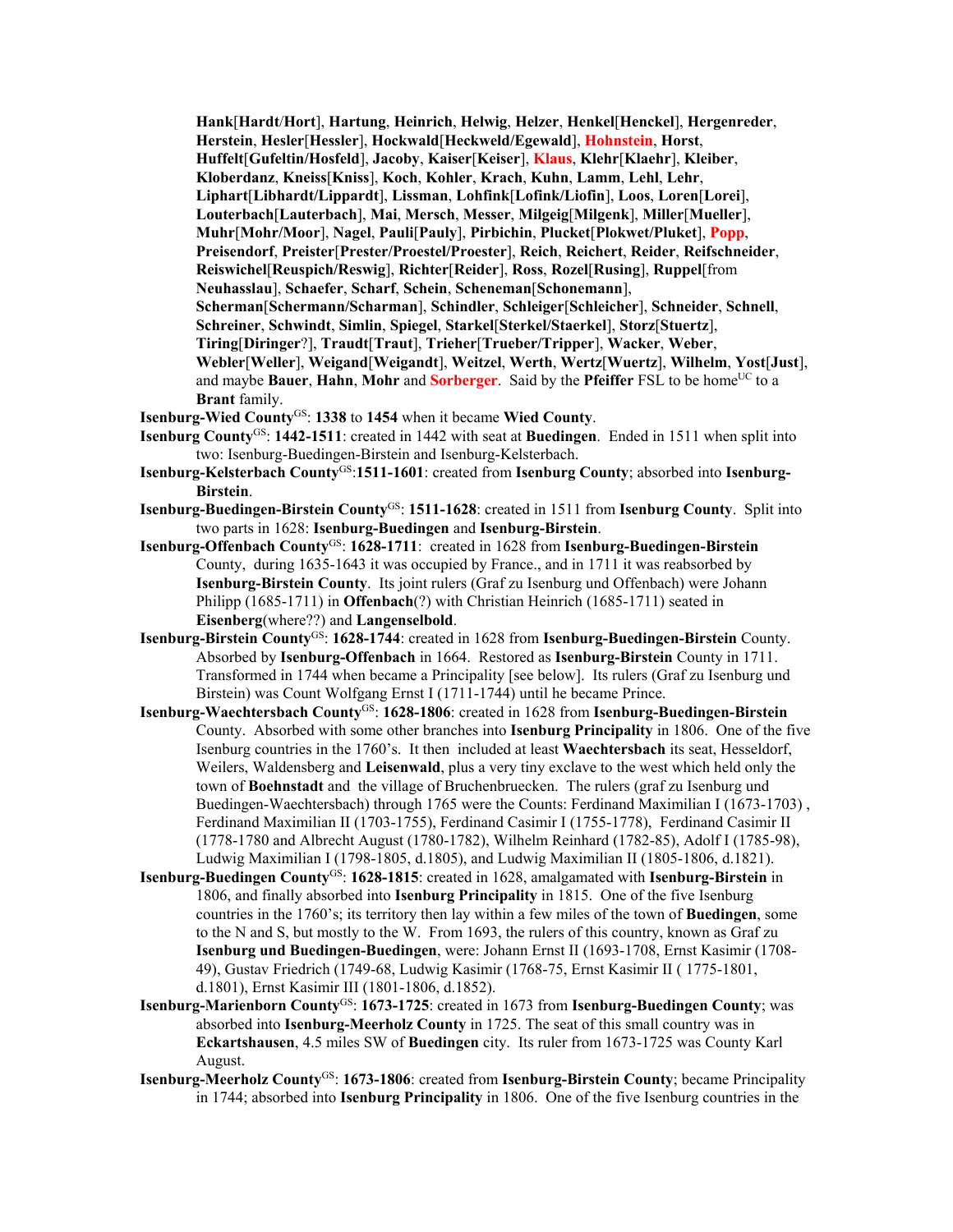**Hank**[**Hardt**/**Hort**], **Hartung**, **Heinrich**, **Helwig**, **Helzer**, **Henkel**[**Henckel**], **Hergenreder**, **Herstein**, **Hesler**[**Hessler**], **Hockwald**[**Heckweld/Egewald**], **Hohnstein**, **Horst**, **Huffelt**[**Gufeltin/Hosfeld**], **Jacoby**, **Kaiser**[**Keiser**], **Klaus**, **Klehr**[**Klaehr**], **Kleiber**, **Kloberdanz**, **Kneiss**[**Kniss**], **Koch**, **Kohler**, **Krach**, **Kuhn**, **Lamm**, **Lehl**, **Lehr**, **Liphart**[**Libhardt/Lippardt**], **Lissman**, **Lohfink**[**Lofink/Liofin**], **Loos**, **Loren**[**Lorei**], **Louterbach**[**Lauterbach**], **Mai**, **Mersch**, **Messer**, **Milgeig**[**Milgenk**], **Miller**[**Mueller**], **Muhr**[**Mohr/Moor**], **Nagel**, **Pauli**[**Pauly**], **Pirbichin**, **Plucket**[**Plokwet/Pluket**], **Popp**, **Preisendorf**, **Preister**[**Prester/Proestel/Proester**], **Reich**, **Reichert**, **Reider**, **Reifschneider**, **Reiswichel**[**Reuspich/Reswig**], **Richter**[**Reider**], **Ross**, **Rozel**[**Rusing**], **Ruppel**[from **Neuhasslau**], **Schaefer**, **Scharf**, **Schein**, **Scheneman**[**Schonemann**], **Scherman**[**Schermann/Scharman**], **Schindler**, **Schleiger**[**Schleicher**], **Schneider**, **Schnell**, **Schreiner**, **Schwindt**, **Simlin**, **Spiegel**, **Starkel**[**Sterkel/Staerkel**], **Storz**[**Stuertz**], **Tiring**[**Diringer**?], **Traudt**[**Traut**], **Trieher**[**Trueber/Tripper**], **Wacker**, **Weber**, **Webler**[**Weller**], **Weigand**[**Weigandt**], **Weitzel**, **Werth**, **Wertz**[**Wuertz**], **Wilhelm**, **Yost**[**Just**], and maybe **Bauer**, **Hahn**, **Mohr** and **Sorberger**. Said by the **Pfeiffer** FSL to be home[UC] to a **Brant** family.

**Isenburg-Wied County**[GS]: **1338** to **1454** when it became **Wied County**.

**Isenburg County**[GS]: **1442-1511**: created in 1442 with seat at **Buedingen**. Ended in 1511 when split into two: Isenburg-Buedingen-Birstein and Isenburg-Kelsterbach.

**Isenburg-Kelsterbach County**[GS]:**1511-1601**: created from **Isenburg County**; absorbed into **Isenburg-Birstein**.

**Isenburg-Buedingen-Birstein County**[GS]: **1511-1628**: created in 1511 from **Isenburg County**. Split into two parts in 1628: **Isenburg-Buedingen** and **Isenburg-Birstein**.

**Isenburg-Offenbach County**[GS]: **1628-1711**: created in 1628 from **Isenburg-Buedingen-Birstein** County, during 1635-1643 it was occupied by France., and in 1711 it was reabsorbed by **Isenburg-Birstein County**. Its joint rulers (Graf zu Isenburg und Offenbach) were Johann Philipp (1685-1711) in **Offenbach**(?) with Christian Heinrich (1685-1711) seated in **Eisenberg**(where??) and **Langenselbold**.

**Isenburg-Birstein County**[GS]: **1628-1744**: created in 1628 from **Isenburg-Buedingen-Birstein** County. Absorbed by **Isenburg-Offenbach** in 1664. Restored as **Isenburg-Birstein** County in 1711. Transformed in 1744 when became a Principality [see below]. Its rulers (Graf zu Isenburg und Birstein) was Count Wolfgang Ernst I (1711-1744) until he became Prince.

**Isenburg-Waechtersbach County**[GS]: **1628-1806**: created in 1628 from **Isenburg-Buedingen-Birstein** County. Absorbed with some other branches into **Isenburg Principality** in 1806. One of the five Isenburg countries in the 1760's. It then included at least **Waechtersbach** its seat, Hesseldorf, Weilers, Waldensberg and **Leisenwald**, plus a very tiny exclave to the west which held only the town of **Boehnstadt** and the village of Bruchenbruecken. The rulers (graf zu Isenburg und Buedingen-Waechtersbach) through 1765 were the Counts: Ferdinand Maximilian I (1673-1703) , Ferdinand Maximilian II (1703-1755), Ferdinand Casimir I (1755-1778), Ferdinand Casimir II (1778-1780 and Albrecht August (1780-1782), Wilhelm Reinhard (1782-85), Adolf I (1785-98), Ludwig Maximilian I (1798-1805, d.1805), and Ludwig Maximilian II (1805-1806, d.1821).

**Isenburg-Buedingen County**[GS]: **1628-1815**: created in 1628, amalgamated with **Isenburg-Birstein** in 1806, and finally absorbed into **Isenburg Principality** in 1815. One of the five Isenburg countries in the 1760's; its territory then lay within a few miles of the town of **Buedingen**, some to the N and S, but mostly to the W. From 1693, the rulers of this country, known as Graf zu **Isenburg und Buedingen-Buedingen**, were: Johann Ernst II (1693-1708, Ernst Kasimir (1708-49), Gustav Friedrich (1749-68, Ludwig Kasimir (1768-75, Ernst Kasimir II ( 1775-1801, d.1801), Ernst Kasimir III (1801-1806, d.1852).

**Isenburg-Marienborn County**[GS]: **1673-1725**: created in 1673 from **Isenburg-Buedingen County**; was absorbed into **Isenburg-Meerholz County** in 1725. The seat of this small country was in **Eckartshausen**, 4.5 miles SW of **Buedingen** city. Its ruler from 1673-1725 was County Karl August.

**Isenburg-Meerholz County**[GS]: **1673-1806**: created from **Isenburg-Birstein County**; became Principality in 1744; absorbed into **Isenburg Principality** in 1806. One of the five Isenburg countries in the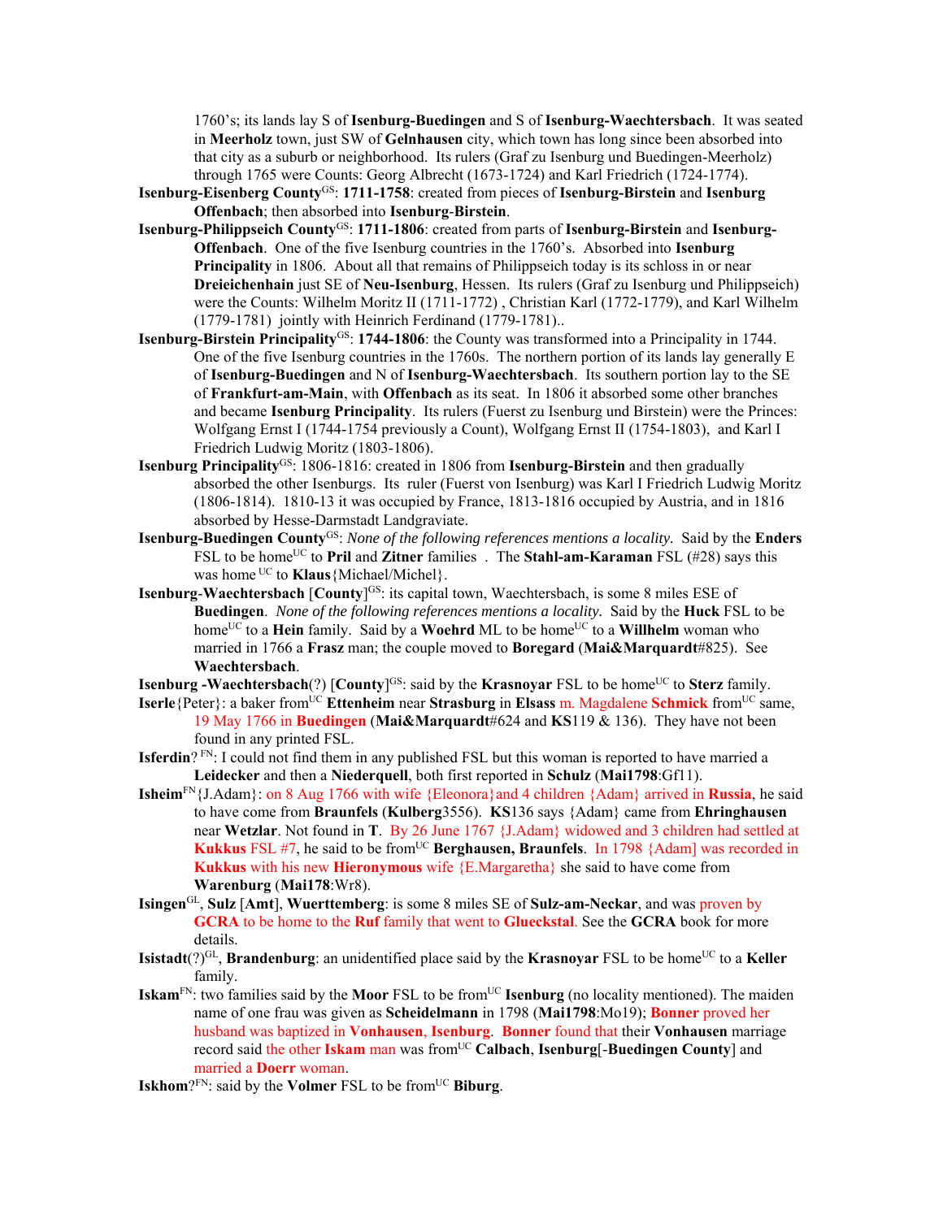1760's; its lands lay S of **Isenburg-Buedingen** and S of **Isenburg-Waechtersbach**. It was seated in **Meerholz** town, just SW of **Gelnhausen** city, which town has long since been absorbed into that city as a suburb or neighborhood. Its rulers (Graf zu Isenburg und Buedingen-Meerholz) through 1765 were Counts: Georg Albrecht (1673-1724) and Karl Friedrich (1724-1774).

**Isenburg-Eisenberg County**[GS]: **1711-1758**: created from pieces of **Isenburg-Birstein** and **Isenburg Offenbach**; then absorbed into **Isenburg-Birstein**.

**Isenburg-Philippseich County**[GS]: **1711-1806**: created from parts of **Isenburg-Birstein** and **Isenburg-Offenbach**. One of the five Isenburg countries in the 1760's. Absorbed into **Isenburg Principality** in 1806. About all that remains of Philippseich today is its schloss in or near **Dreieichenhain** just SE of **Neu-Isenburg**, Hessen. Its rulers (Graf zu Isenburg und Philippseich) were the Counts: Wilhelm Moritz II (1711-1772) , Christian Karl (1772-1779), and Karl Wilhelm (1779-1781) jointly with Heinrich Ferdinand (1779-1781)..

**Isenburg-Birstein Principality**[GS]: **1744-1806**: the County was transformed into a Principality in 1744. One of the five Isenburg countries in the 1760s. The northern portion of its lands lay generally E of **Isenburg-Buedingen** and N of **Isenburg-Waechtersbach**. Its southern portion lay to the SE of **Frankfurt-am-Main**, with **Offenbach** as its seat. In 1806 it absorbed some other branches and became **Isenburg Principality**. Its rulers (Fuerst zu Isenburg und Birstein) were the Princes: Wolfgang Ernst I (1744-1754 previously a Count), Wolfgang Ernst II (1754-1803), and Karl I Friedrich Ludwig Moritz (1803-1806).

**Isenburg Principality**[GS]: 1806-1816: created in 1806 from **Isenburg-Birstein** and then gradually absorbed the other Isenburgs. Its ruler (Fuerst von Isenburg) was Karl I Friedrich Ludwig Moritz (1806-1814). 1810-13 it was occupied by France, 1813-1816 occupied by Austria, and in 1816 absorbed by Hesse-Darmstadt Landgraviate.

**Isenburg-Buedingen County**[GS]: *None of the following references mentions a locality.* Said by the **Enders** FSL to be home[UC] to **Pril** and **Zitner** families . The **Stahl-am-Karaman** FSL (#28) says this was home [UC] to **Klaus**{Michael/Michel}.

**Isenburg**-**Waechtersbach** [**County**][GS]: its capital town, Waechtersbach, is some 8 miles ESE of **Buedingen**. *None of the following references mentions a locality.* Said by the **Huck** FSL to be home[UC] to a **Hein** family. Said by a **Woehrd** ML to be home[UC] to a **Willhelm** woman who married in 1766 a **Frasz** man; the couple moved to **Boregard** (**Mai&Marquardt**#825). See **Waechtersbach**.

**Isenburg -Waechtersbach**(?) [**County**][GS]: said by the **Krasnoyar** FSL to be home[UC] to **Sterz** family.

**Iserle**{Peter}: a baker from[UC] **Ettenheim** near **Strasburg** in **Elsass** m. Magdalene **Schmick** from[UC] same, 19 May 1766 in **Buedingen** (**Mai&Marquardt**#624 and **KS**119 & 136). They have not been found in any printed FSL.

**Isferdin**? [FN]: I could not find them in any published FSL but this woman is reported to have married a **Leidecker** and then a **Niederquell**, both first reported in **Schulz** (**Mai1798**:Gf11).

**Isheim**[FN]{J.Adam}: on 8 Aug 1766 with wife {Eleonora}and 4 children {Adam} arrived in **Russia**, he said to have come from **Braunfels** (**Kulberg**3556). **KS**136 says {Adam} came from **Ehringhausen** near **Wetzlar**. Not found in **T**. By 26 June 1767 {J.Adam} widowed and 3 children had settled at **Kukkus** FSL #7, he said to be from[UC] **Berghausen, Braunfels**. In 1798 {Adam] was recorded in **Kukkus** with his new **Hieronymous** wife {E.Margaretha} she said to have come from **Warenburg** (**Mai178**:Wr8).

**Isingen**[GL], **Sulz** [**Amt**], **Wuerttemberg**: is some 8 miles SE of **Sulz-am-Neckar**, and was proven by **GCRA** to be home to the **Ruf** family that went to **Glueckstal**. See the **GCRA** book for more details.

**Isistadt**(?)[GL], **Brandenburg**: an unidentified place said by the **Krasnoyar** FSL to be home[UC] to a **Keller** family.

**Iskam**[FN]: two families said by the **Moor** FSL to be from[UC] **Isenburg** (no locality mentioned). The maiden name of one frau was given as **Scheidelmann** in 1798 (**Mai1798**:Mo19); **Bonner** proved her husband was baptized in **Vonhausen**, **Isenburg**. **Bonner** found that their **Vonhausen** marriage record said the other **Iskam** man was from[UC] **Calbach**, **Isenburg**[-**Buedingen County**] and married a **Doerr** woman.

**Iskhom**?[FN]: said by the **Volmer** FSL to be from[UC] **Biburg**.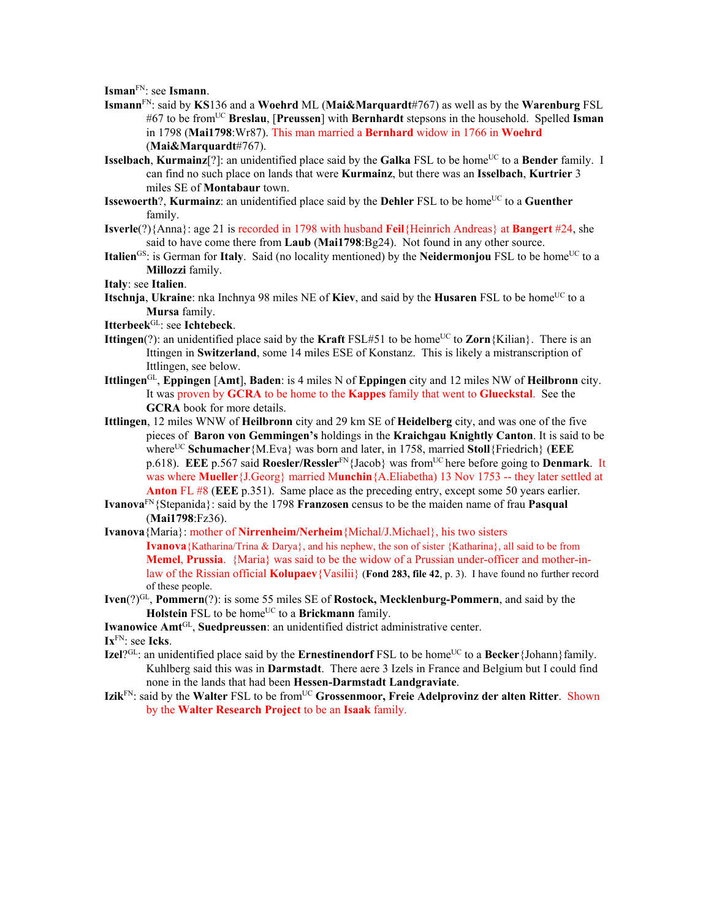**Isman**[FN]: see **Ismann**.

**Ismann**[FN]: said by **KS**136 and a **Woehrd** ML (**Mai&Marquardt**#767) as well as by the **Warenburg** FSL #67 to be from[UC] **Breslau**, [**Preussen**] with **Bernhardt** stepsons in the household. Spelled **Isman** in 1798 (**Mai1798**:Wr87). This man married a **Bernhard** widow in 1766 in **Woehrd** (**Mai&Marquardt**#767).

**Isselbach**, **Kurmainz**[?]: an unidentified place said by the **Galka** FSL to be home[UC] to a **Bender** family. I can find no such place on lands that were **Kurmainz**, but there was an **Isselbach**, **Kurtrier** 3 miles SE of **Montabaur** town.

**Issewoerth**?, **Kurmainz**: an unidentified place said by the **Dehler** FSL to be home[UC] to a **Guenther** family.

**Isverle**(?){Anna}: age 21 is recorded in 1798 with husband **Feil**{Heinrich Andreas} at **Bangert** #24, she said to have come there from **Laub** (**Mai1798**:Bg24). Not found in any other source.

**Italien**[GS]: is German for **Italy**. Said (no locality mentioned) by the **Neidermonjou** FSL to be home[UC] to a **Millozzi** family.

**Italy**: see **Italien**.

**Itschnja**, **Ukraine**: nka Inchnya 98 miles NE of **Kiev**, and said by the **Husaren** FSL to be home[UC] to a **Mursa** family.

**Itterbeek**[GL]: see **Ichtebeck**.

**Ittingen**(?): an unidentified place said by the **Kraft** FSL#51 to be home[UC] to **Zorn**{Kilian}. There is an Ittingen in **Switzerland**, some 14 miles ESE of Konstanz. This is likely a mistranscription of Ittlingen, see below.

**Ittlingen**[GL], **Eppingen** [**Amt**], **Baden**: is 4 miles N of **Eppingen** city and 12 miles NW of **Heilbronn** city. It was proven by **GCRA** to be home to the **Kappes** family that went to **Glueckstal**. See the **GCRA** book for more details.

**Ittlingen**, 12 miles WNW of **Heilbronn** city and 29 km SE of **Heidelberg** city, and was one of the five pieces of **Baron von Gemmingen's** holdings in the **Kraichgau Knightly Canton**. It is said to be where[UC] **Schumacher**{M.Eva} was born and later, in 1758, married **Stoll**{Friedrich} (**EEE** p.618). **EEE** p.567 said **Roesler/Ressler**[FN]{Jacob} was from[UC] here before going to **Denmark**. It was where **Mueller**{J.Georg} married M**unchin**{A.Eliabetha) 13 Nov 1753 -- they later settled at **Anton** FL #8 (**EEE** p.351). Same place as the preceding entry, except some 50 years earlier.

**Ivanova**[FN]{Stepanida}: said by the 1798 **Franzosen** census to be the maiden name of frau **Pasqual** (**Mai1798**:Fz36).

**Ivanova**{Maria}: mother of **Nirrenheim/Nerheim**{Michal/J.Michael}, his two sisters **Ivanova**{Katharina/Trina & Darya}, and his nephew, the son of sister {Katharina}, all said to be from **Memel**, **Prussia**. {Maria} was said to be the widow of a Prussian under-officer and mother-in-law of the Rissian official **Kolupaev**{Vasilii} (**Fond 283, file 42**, p. 3). I have found no further record of these people.

**Iven**(?)[GL], **Pommern**(?): is some 55 miles SE of **Rostock, Mecklenburg-Pommern**, and said by the **Holstein** FSL to be home[UC] to a **Brickmann** family.

**Iwanowice Amt**[GL], **Suedpreussen**: an unidentified district administrative center.

**Ix**[FN]: see **Icks**.

**Izel**?[GL]: an unidentified place said by the **Ernestinendorf** FSL to be home[UC] to a **Becker**{Johann}family. Kuhlberg said this was in **Darmstadt**. There aere 3 Izels in France and Belgium but I could find none in the lands that had been **Hessen-Darmstadt Landgraviate**.

**Izik**[FN]: said by the **Walter** FSL to be from[UC] **Grossenmoor, Freie Adelprovinz der alten Ritter**. Shown by the **Walter Research Project** to be an **Isaak** family.